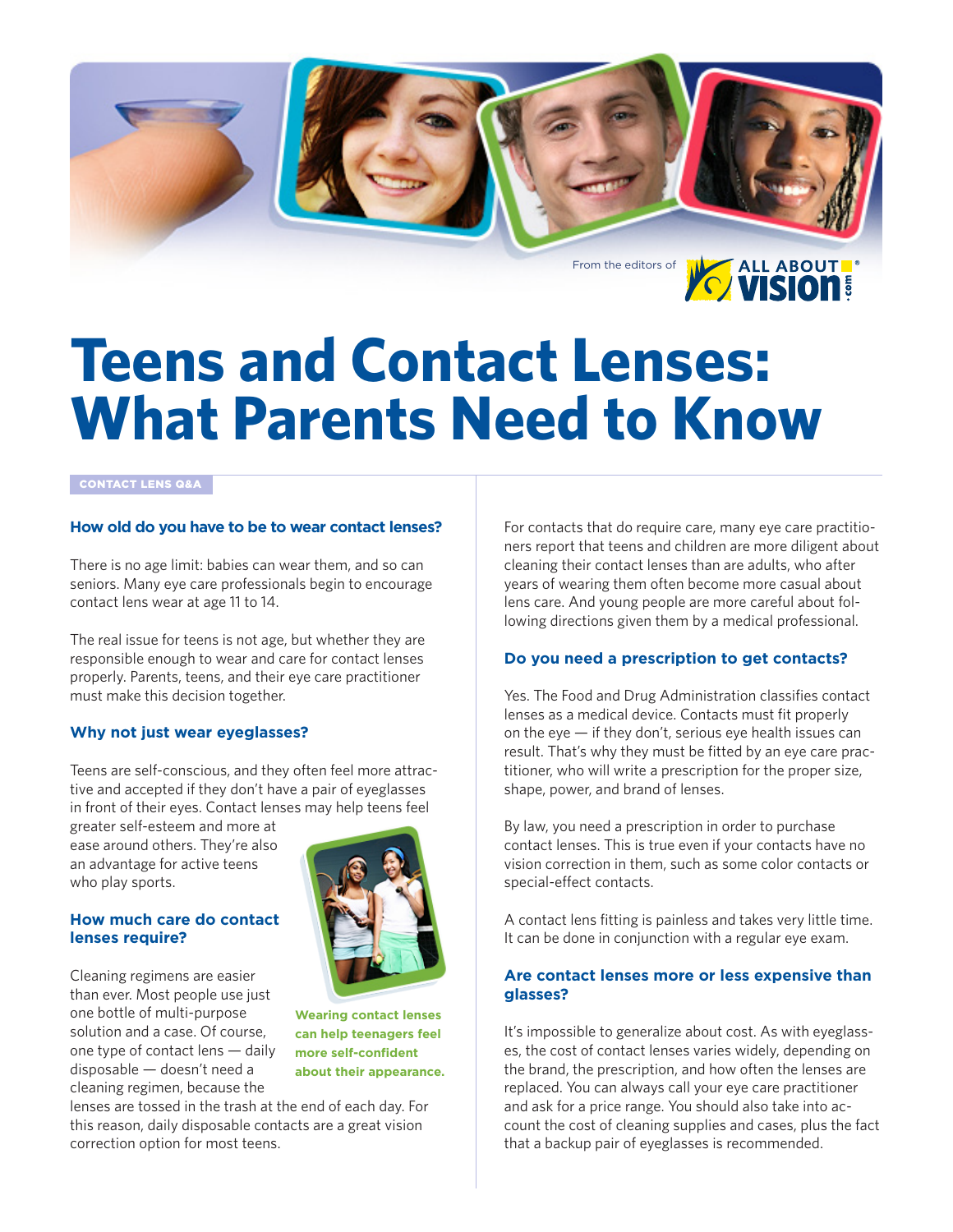From the editors of ALL ABOUT VISION.com

# Teens and Contact Lenses: What Parents Need to Know

CONTACT LENS Q&A

### How old do you have to be to wear contact lenses?

There is no age limit: babies can wear them, and so can seniors. Many eye care professionals begin to encourage contact lens wear at age 11 to 14.

The real issue for teens is not age, but whether they are responsible enough to wear and care for contact lenses properly. Parents, teens, and their eye care practitioner must make this decision together.

### Why not just wear eyeglasses?

Teens are self-conscious, and they often feel more attractive and accepted if they don't have a pair of eyeglasses in front of their eyes. Contact lenses may help teens feel greater self-esteem and more at ease around others. They're also an advantage for active teens who play sports.

Wearing contact lenses can help teenagers feel more self-confident about their appearance.

### How much care do contact lenses require?

Cleaning regimens are easier than ever. Most people use just one bottle of multi-purpose solution and a case. Of course, one type of contact lens — daily disposable — doesn't need a cleaning regimen, because the lenses are tossed in the trash at the end of each day. For this reason, daily disposable contacts are a great vision correction option for most teens.

For contacts that do require care, many eye care practitioners report that teens and children are more diligent about cleaning their contact lenses than are adults, who after years of wearing them often become more casual about lens care. And young people are more careful about following directions given them by a medical professional.

### Do you need a prescription to get contacts?

Yes. The Food and Drug Administration classifies contact lenses as a medical device. Contacts must fit properly on the eye — if they don't, serious eye health issues can result. That's why they must be fitted by an eye care practitioner, who will write a prescription for the proper size, shape, power, and brand of lenses.

By law, you need a prescription in order to purchase contact lenses. This is true even if your contacts have no vision correction in them, such as some color contacts or special-effect contacts.

A contact lens fitting is painless and takes very little time. It can be done in conjunction with a regular eye exam.

### Are contact lenses more or less expensive than glasses?

It's impossible to generalize about cost. As with eyeglasses, the cost of contact lenses varies widely, depending on the brand, the prescription, and how often the lenses are replaced. You can always call your eye care practitioner and ask for a price range. You should also take into account the cost of cleaning supplies and cases, plus the fact that a backup pair of eyeglasses is recommended.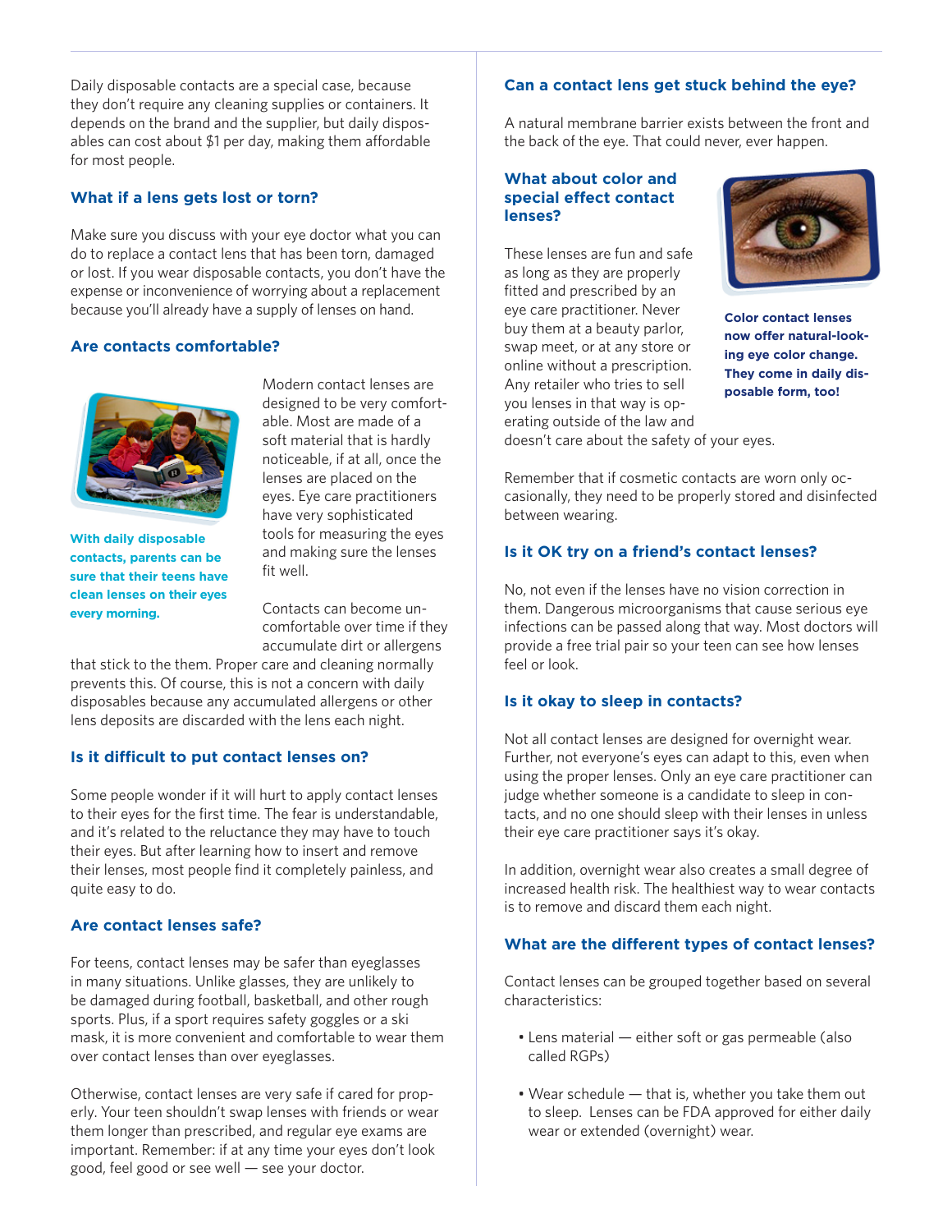Daily disposable contacts are a special case, because they don't require any cleaning supplies or containers. It depends on the brand and the supplier, but daily disposables can cost about $1 per day, making them affordable for most people.

### What if a lens gets lost or torn?

Make sure you discuss with your eye doctor what you can do to replace a contact lens that has been torn, damaged or lost. If you wear disposable contacts, you don't have the expense or inconvenience of worrying about a replacement because you'll already have a supply of lenses on hand.

### Are contacts comfortable?

**With daily disposable contacts, parents can be sure that their teens have clean lenses on their eyes every morning.**

Modern contact lenses are designed to be very comfortable. Most are made of a soft material that is hardly noticeable, if at all, once the lenses are placed on the eyes. Eye care practitioners have very sophisticated tools for measuring the eyes and making sure the lenses fit well.

Contacts can become uncomfortable over time if they accumulate dirt or allergens that stick to the them. Proper care and cleaning normally prevents this. Of course, this is not a concern with daily disposables because any accumulated allergens or other lens deposits are discarded with the lens each night.

### Is it difficult to put contact lenses on?

Some people wonder if it will hurt to apply contact lenses to their eyes for the first time. The fear is understandable, and it's related to the reluctance they may have to touch their eyes. But after learning how to insert and remove their lenses, most people find it completely painless, and quite easy to do.

### Are contact lenses safe?

For teens, contact lenses may be safer than eyeglasses in many situations. Unlike glasses, they are unlikely to be damaged during football, basketball, and other rough sports. Plus, if a sport requires safety goggles or a ski mask, it is more convenient and comfortable to wear them over contact lenses than over eyeglasses.

Otherwise, contact lenses are very safe if cared for properly. Your teen shouldn't swap lenses with friends or wear them longer than prescribed, and regular eye exams are important. Remember: if at any time your eyes don't look good, feel good or see well — see your doctor.

### Can a contact lens get stuck behind the eye?

A natural membrane barrier exists between the front and the back of the eye. That could never, ever happen.

### What about color and special effect contact lenses?

These lenses are fun and safe as long as they are properly fitted and prescribed by an eye care practitioner. Never buy them at a beauty parlor, swap meet, or at any store or online without a prescription. Any retailer who tries to sell you lenses in that way is operating outside of the law and doesn't care about the safety of your eyes.

**Color contact lenses now offer natural-looking eye color change. They come in daily disposable form, too!**

Remember that if cosmetic contacts are worn only occasionally, they need to be properly stored and disinfected between wearing.

### Is it OK try on a friend's contact lenses?

No, not even if the lenses have no vision correction in them. Dangerous microorganisms that cause serious eye infections can be passed along that way. Most doctors will provide a free trial pair so your teen can see how lenses feel or look.

### Is it okay to sleep in contacts?

Not all contact lenses are designed for overnight wear. Further, not everyone's eyes can adapt to this, even when using the proper lenses. Only an eye care practitioner can judge whether someone is a candidate to sleep in contacts, and no one should sleep with their lenses in unless their eye care practitioner says it's okay.

In addition, overnight wear also creates a small degree of increased health risk. The healthiest way to wear contacts is to remove and discard them each night.

### What are the different types of contact lenses?

Contact lenses can be grouped together based on several characteristics:

- Lens material — either soft or gas permeable (also called RGPs)
- Wear schedule — that is, whether you take them out to sleep. Lenses can be FDA approved for either daily wear or extended (overnight) wear.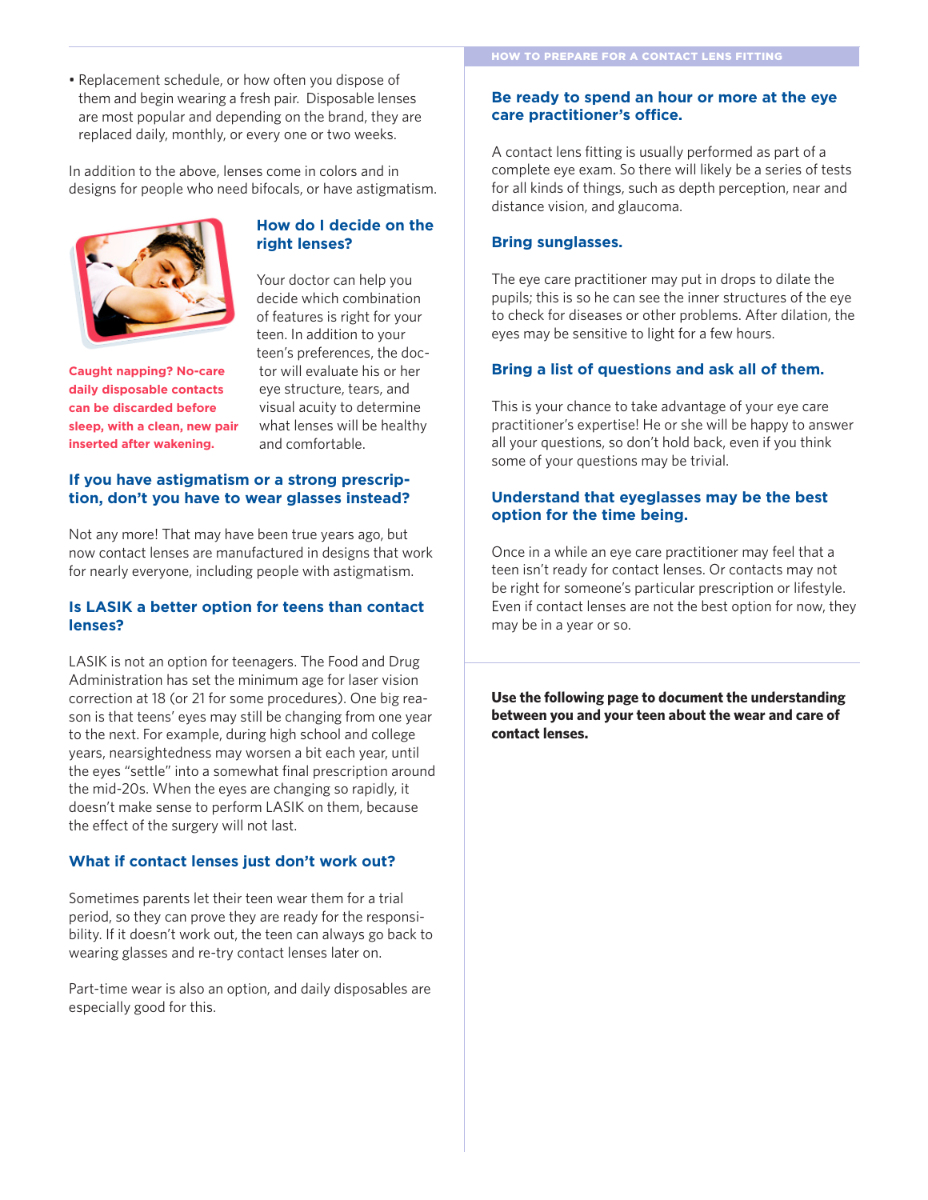- Replacement schedule, or how often you dispose of them and begin wearing a fresh pair. Disposable lenses are most popular and depending on the brand, they are replaced daily, monthly, or every one or two weeks.

In addition to the above, lenses come in colors and in designs for people who need bifocals, or have astigmatism.

**Caught napping? No-care daily disposable contacts can be discarded before sleep, with a clean, new pair inserted after wakening.**

### How do I decide on the right lenses?

Your doctor can help you decide which combination of features is right for your teen. In addition to your teen's preferences, the doctor will evaluate his or her eye structure, tears, and visual acuity to determine what lenses will be healthy and comfortable.

### If you have astigmatism or a strong prescription, don't you have to wear glasses instead?

Not any more! That may have been true years ago, but now contact lenses are manufactured in designs that work for nearly everyone, including people with astigmatism.

### Is LASIK a better option for teens than contact lenses?

LASIK is not an option for teenagers. The Food and Drug Administration has set the minimum age for laser vision correction at 18 (or 21 for some procedures). One big reason is that teens' eyes may still be changing from one year to the next. For example, during high school and college years, nearsightedness may worsen a bit each year, until the eyes "settle" into a somewhat final prescription around the mid-20s. When the eyes are changing so rapidly, it doesn't make sense to perform LASIK on them, because the effect of the surgery will not last.

### What if contact lenses just don't work out?

Sometimes parents let their teen wear them for a trial period, so they can prove they are ready for the responsibility. If it doesn't work out, the teen can always go back to wearing glasses and re-try contact lenses later on.

Part-time wear is also an option, and daily disposables are especially good for this.

## HOW TO PREPARE FOR A CONTACT LENS FITTING

### Be ready to spend an hour or more at the eye care practitioner's office.

A contact lens fitting is usually performed as part of a complete eye exam. So there will likely be a series of tests for all kinds of things, such as depth perception, near and distance vision, and glaucoma.

### Bring sunglasses.

The eye care practitioner may put in drops to dilate the pupils; this is so he can see the inner structures of the eye to check for diseases or other problems. After dilation, the eyes may be sensitive to light for a few hours.

### Bring a list of questions and ask all of them.

This is your chance to take advantage of your eye care practitioner's expertise! He or she will be happy to answer all your questions, so don't hold back, even if you think some of your questions may be trivial.

### Understand that eyeglasses may be the best option for the time being.

Once in a while an eye care practitioner may feel that a teen isn't ready for contact lenses. Or contacts may not be right for someone's particular prescription or lifestyle. Even if contact lenses are not the best option for now, they may be in a year or so.

**Use the following page to document the understanding between you and your teen about the wear and care of contact lenses.**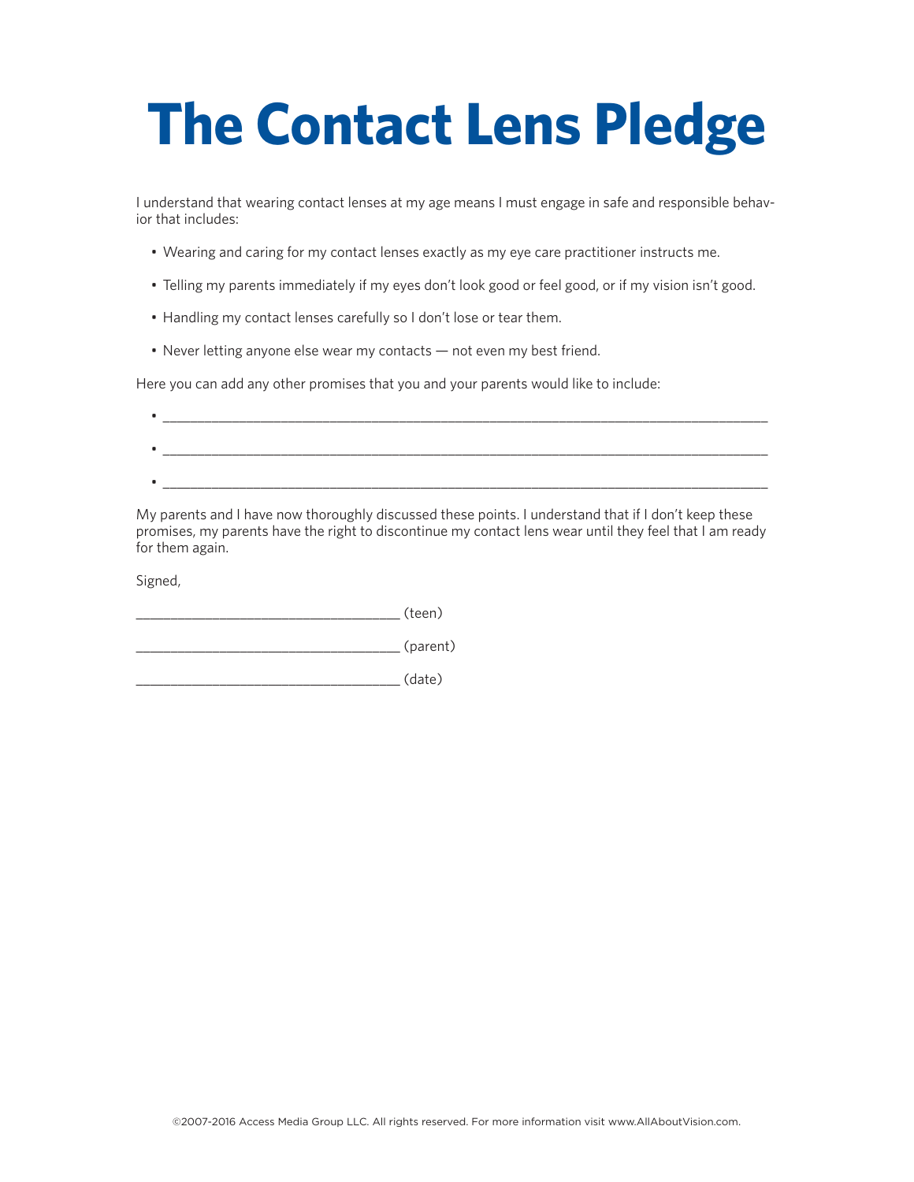# The Contact Lens Pledge

I understand that wearing contact lenses at my age means I must engage in safe and responsible behavior that includes:

- Wearing and caring for my contact lenses exactly as my eye care practitioner instructs me.
- Telling my parents immediately if my eyes don't look good or feel good, or if my vision isn't good.
- Handling my contact lenses carefully so I don't lose or tear them.
- Never letting anyone else wear my contacts — not even my best friend.

Here you can add any other promises that you and your parents would like to include:

- ____________________________________________________________________________
- ____________________________________________________________________________
- ____________________________________________________________________________

My parents and I have now thoroughly discussed these points. I understand that if I don't keep these promises, my parents have the right to discontinue my contact lens wear until they feel that I am ready for them again.

Signed,

___________________________________ (teen)

___________________________________ (parent)

___________________________________ (date)

©2007-2016 Access Media Group LLC. All rights reserved. For more information visit www.AllAboutVision.com.